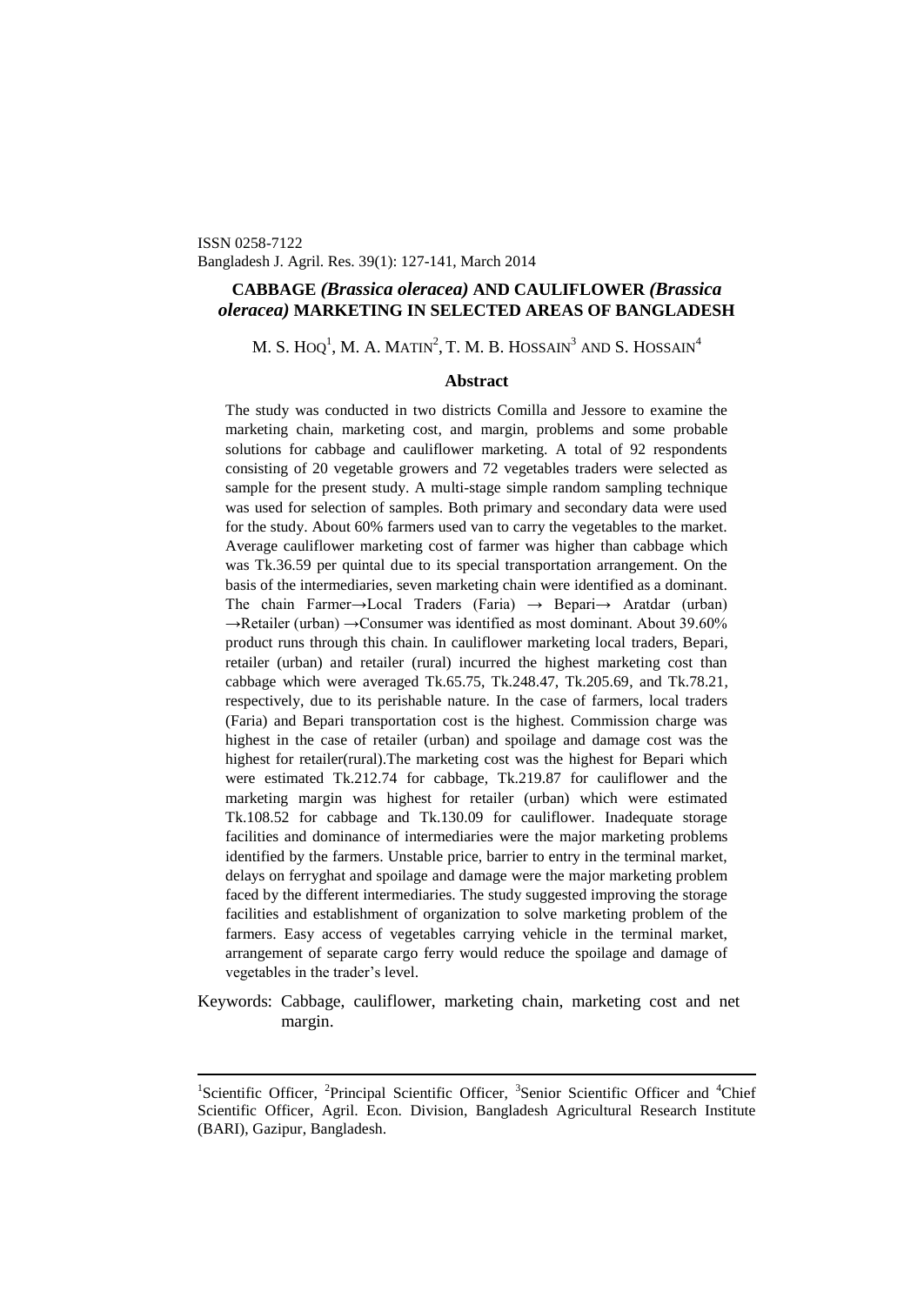ISSN 0258-7122
Bangladesh J. Agril. Res. 39(1): 127-141, March 2014

# CABBAGE *(Brassica oleracea)* AND CAULIFLOWER *(Brassica oleracea)* MARKETING IN SELECTED AREAS OF BANGLADESH

M. S. HOQ[1], M. A. MATIN[2], T. M. B. HOSSAIN[3] AND S. HOSSAIN[4]

## Abstract

The study was conducted in two districts Comilla and Jessore to examine the marketing chain, marketing cost, and margin, problems and some probable solutions for cabbage and cauliflower marketing. A total of 92 respondents consisting of 20 vegetable growers and 72 vegetables traders were selected as sample for the present study. A multi-stage simple random sampling technique was used for selection of samples. Both primary and secondary data were used for the study. About 60% farmers used van to carry the vegetables to the market. Average cauliflower marketing cost of farmer was higher than cabbage which was Tk.36.59 per quintal due to its special transportation arrangement. On the basis of the intermediaries, seven marketing chain were identified as a dominant. The chain Farmer→Local Traders (Faria) → Bepari→ Aratdar (urban) →Retailer (urban) →Consumer was identified as most dominant. About 39.60% product runs through this chain. In cauliflower marketing local traders, Bepari, retailer (urban) and retailer (rural) incurred the highest marketing cost than cabbage which were averaged Tk.65.75, Tk.248.47, Tk.205.69, and Tk.78.21, respectively, due to its perishable nature. In the case of farmers, local traders (Faria) and Bepari transportation cost is the highest. Commission charge was highest in the case of retailer (urban) and spoilage and damage cost was the highest for retailer(rural).The marketing cost was the highest for Bepari which were estimated Tk.212.74 for cabbage, Tk.219.87 for cauliflower and the marketing margin was highest for retailer (urban) which were estimated Tk.108.52 for cabbage and Tk.130.09 for cauliflower. Inadequate storage facilities and dominance of intermediaries were the major marketing problems identified by the farmers. Unstable price, barrier to entry in the terminal market, delays on ferryghat and spoilage and damage were the major marketing problem faced by the different intermediaries. The study suggested improving the storage facilities and establishment of organization to solve marketing problem of the farmers. Easy access of vegetables carrying vehicle in the terminal market, arrangement of separate cargo ferry would reduce the spoilage and damage of vegetables in the trader's level.

Keywords: Cabbage, cauliflower, marketing chain, marketing cost and net margin.

---

[1]Scientific Officer, [2]Principal Scientific Officer, [3]Senior Scientific Officer and [4]Chief Scientific Officer, Agril. Econ. Division, Bangladesh Agricultural Research Institute (BARI), Gazipur, Bangladesh.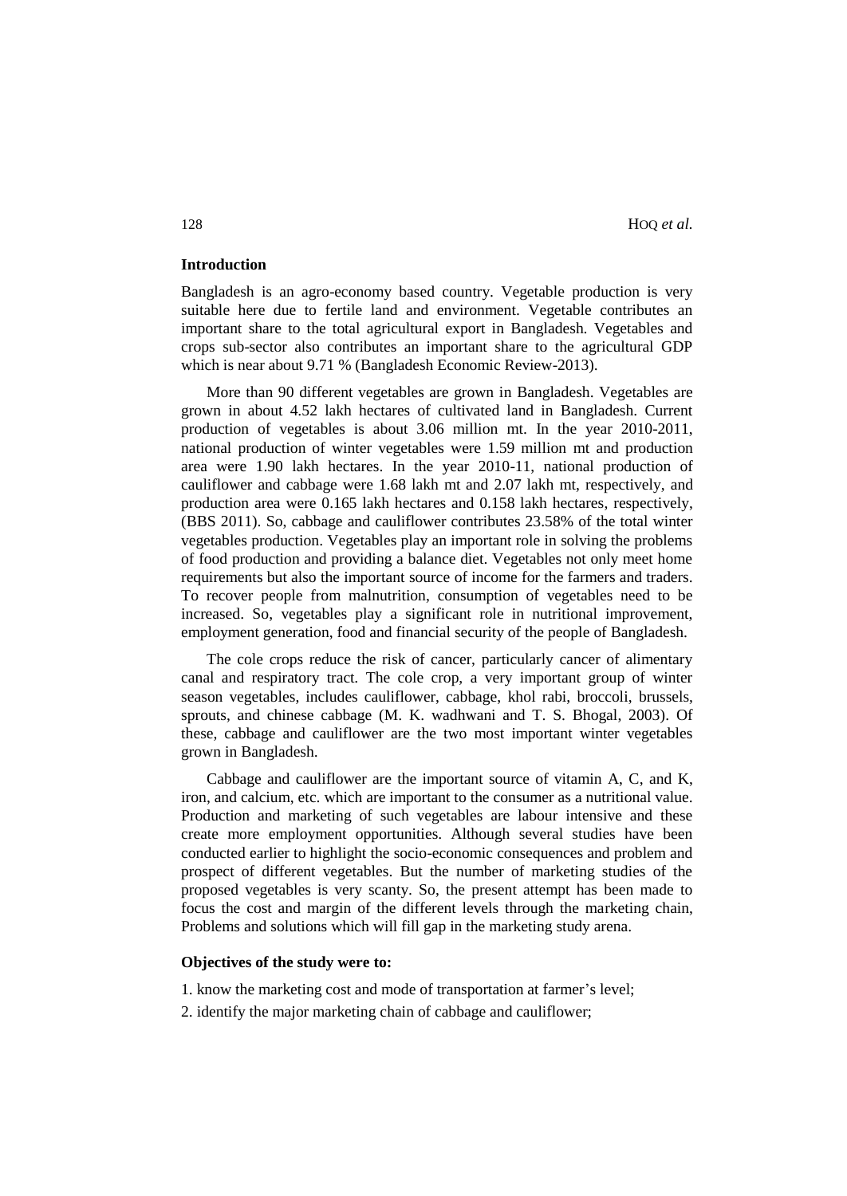## Introduction

Bangladesh is an agro-economy based country. Vegetable production is very suitable here due to fertile land and environment. Vegetable contributes an important share to the total agricultural export in Bangladesh. Vegetables and crops sub-sector also contributes an important share to the agricultural GDP which is near about 9.71 % (Bangladesh Economic Review-2013).

More than 90 different vegetables are grown in Bangladesh. Vegetables are grown in about 4.52 lakh hectares of cultivated land in Bangladesh. Current production of vegetables is about 3.06 million mt. In the year 2010-2011, national production of winter vegetables were 1.59 million mt and production area were 1.90 lakh hectares. In the year 2010-11, national production of cauliflower and cabbage were 1.68 lakh mt and 2.07 lakh mt, respectively, and production area were 0.165 lakh hectares and 0.158 lakh hectares, respectively, (BBS 2011). So, cabbage and cauliflower contributes 23.58% of the total winter vegetables production. Vegetables play an important role in solving the problems of food production and providing a balance diet. Vegetables not only meet home requirements but also the important source of income for the farmers and traders. To recover people from malnutrition, consumption of vegetables need to be increased. So, vegetables play a significant role in nutritional improvement, employment generation, food and financial security of the people of Bangladesh.

The cole crops reduce the risk of cancer, particularly cancer of alimentary canal and respiratory tract. The cole crop, a very important group of winter season vegetables, includes cauliflower, cabbage, khol rabi, broccoli, brussels, sprouts, and chinese cabbage (M. K. wadhwani and T. S. Bhogal, 2003). Of these, cabbage and cauliflower are the two most important winter vegetables grown in Bangladesh.

Cabbage and cauliflower are the important source of vitamin A, C, and K, iron, and calcium, etc. which are important to the consumer as a nutritional value. Production and marketing of such vegetables are labour intensive and these create more employment opportunities. Although several studies have been conducted earlier to highlight the socio-economic consequences and problem and prospect of different vegetables. But the number of marketing studies of the proposed vegetables is very scanty. So, the present attempt has been made to focus the cost and margin of the different levels through the marketing chain, Problems and solutions which will fill gap in the marketing study arena.

**Objectives of the study were to:**

1. know the marketing cost and mode of transportation at farmer's level;
2. identify the major marketing chain of cabbage and cauliflower;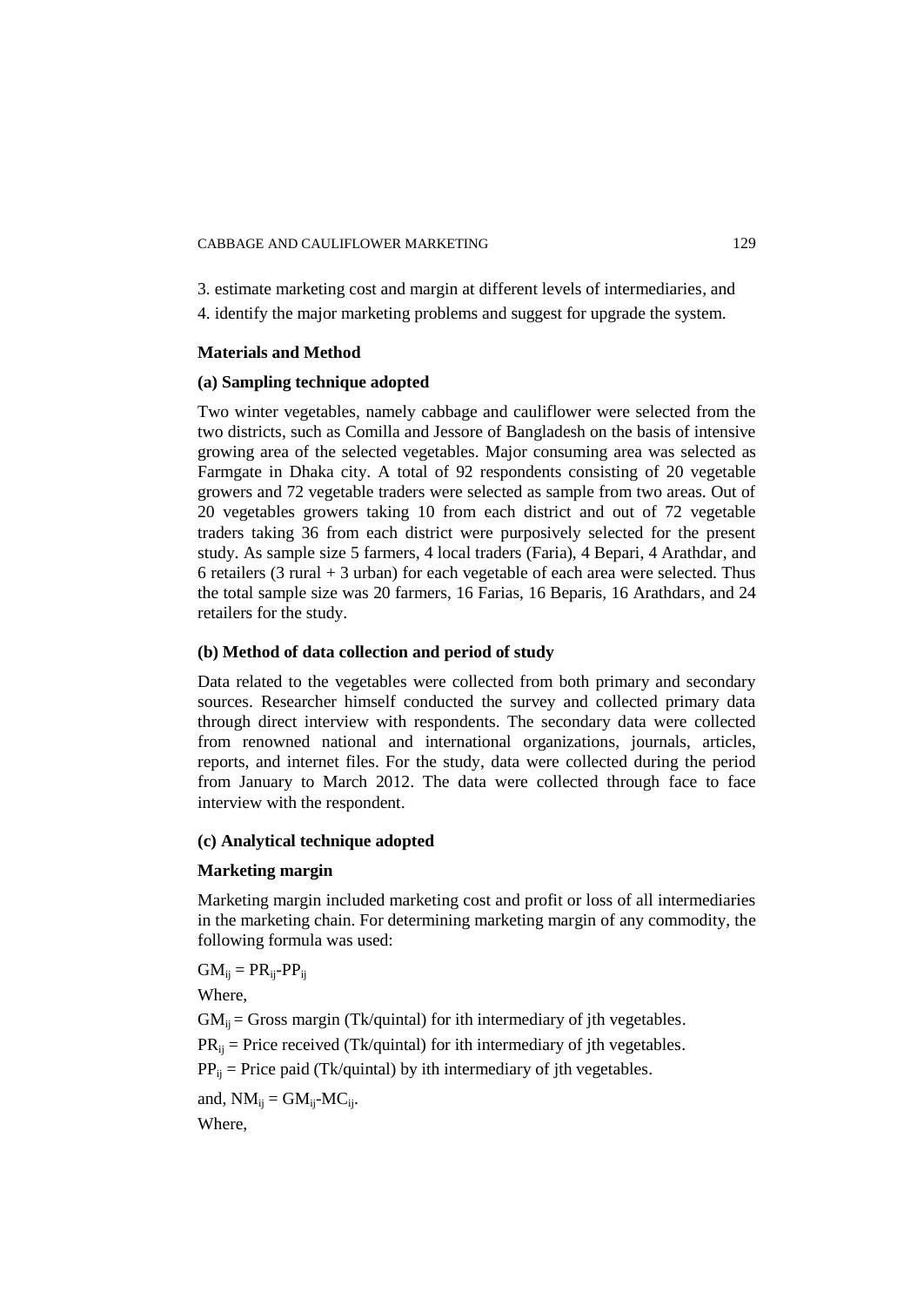3. estimate marketing cost and margin at different levels of intermediaries, and

4. identify the major marketing problems and suggest for upgrade the system.

## Materials and Method

### (a) Sampling technique adopted

Two winter vegetables, namely cabbage and cauliflower were selected from the two districts, such as Comilla and Jessore of Bangladesh on the basis of intensive growing area of the selected vegetables. Major consuming area was selected as Farmgate in Dhaka city. A total of 92 respondents consisting of 20 vegetable growers and 72 vegetable traders were selected as sample from two areas. Out of 20 vegetables growers taking 10 from each district and out of 72 vegetable traders taking 36 from each district were purposively selected for the present study. As sample size 5 farmers, 4 local traders (Faria), 4 Bepari, 4 Arathdar, and 6 retailers (3 rural + 3 urban) for each vegetable of each area were selected. Thus the total sample size was 20 farmers, 16 Farias, 16 Beparis, 16 Arathdars, and 24 retailers for the study.

### (b) Method of data collection and period of study

Data related to the vegetables were collected from both primary and secondary sources. Researcher himself conducted the survey and collected primary data through direct interview with respondents. The secondary data were collected from renowned national and international organizations, journals, articles, reports, and internet files. For the study, data were collected during the period from January to March 2012. The data were collected through face to face interview with the respondent.

### (c) Analytical technique adopted

**Marketing margin**

Marketing margin included marketing cost and profit or loss of all intermediaries in the marketing chain. For determining marketing margin of any commodity, the following formula was used:

$GM_{ij} = PR_{ij} - PP_{ij}$

Where,

$GM_{ij}$ = Gross margin (Tk/quintal) for ith intermediary of jth vegetables.

$PR_{ij}$ = Price received (Tk/quintal) for ith intermediary of jth vegetables.

$PP_{ij}$ = Price paid (Tk/quintal) by ith intermediary of jth vegetables.

and, $NM_{ij} = GM_{ij} - MC_{ij}$.

Where,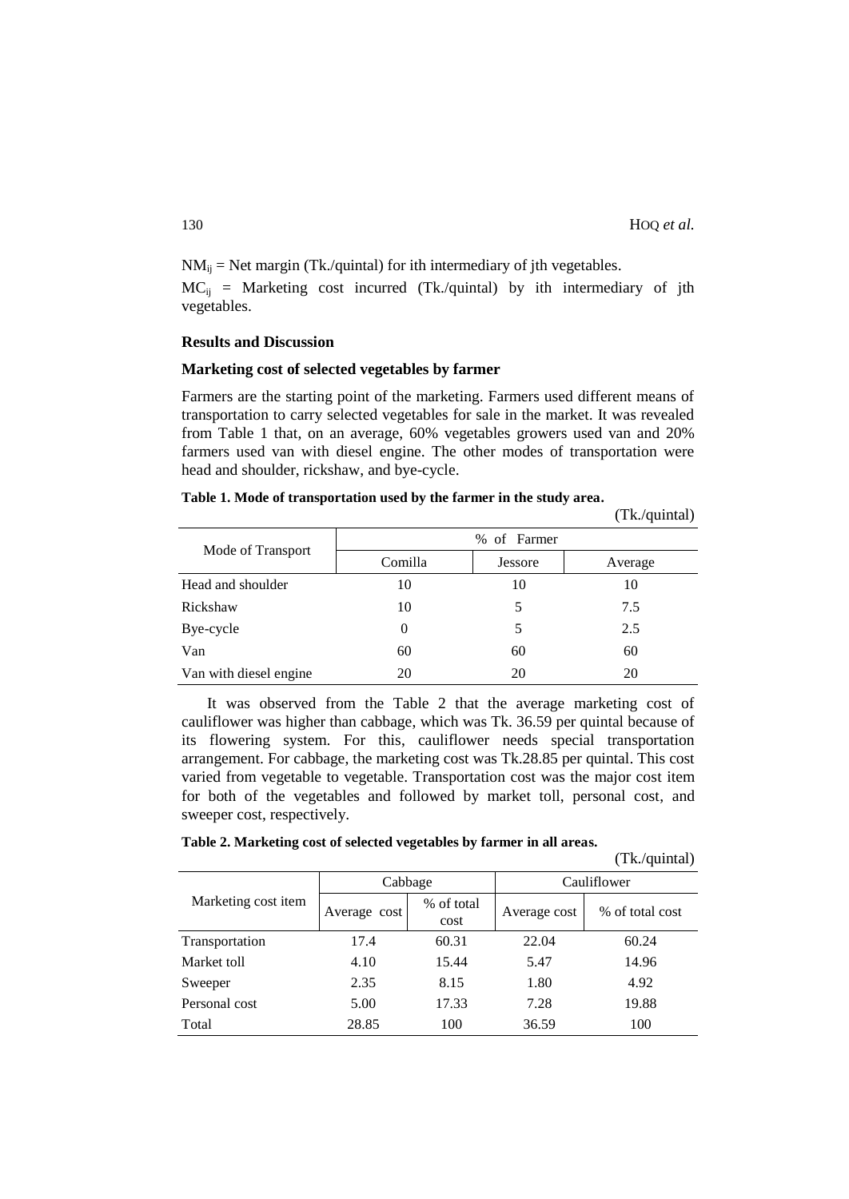$NM_{ij}$ = Net margin (Tk./quintal) for ith intermediary of jth vegetables.

$MC_{ij}$ = Marketing cost incurred (Tk./quintal) by ith intermediary of jth vegetables.

## Results and Discussion

### Marketing cost of selected vegetables by farmer

Farmers are the starting point of the marketing. Farmers used different means of transportation to carry selected vegetables for sale in the market. It was revealed from Table 1 that, on an average, 60% vegetables growers used van and 20% farmers used van with diesel engine. The other modes of transportation were head and shoulder, rickshaw, and bye-cycle.

**Table 1. Mode of transportation used by the farmer in the study area.**

(Tk./quintal)

| Mode of Transport | % of Farmer | | |
|---|---|---|---|
| | Comilla | Jessore | Average |
| Head and shoulder | 10 | 10 | 10 |
| Rickshaw | 10 | 5 | 7.5 |
| Bye-cycle | 0 | 5 | 2.5 |
| Van | 60 | 60 | 60 |
| Van with diesel engine | 20 | 20 | 20 |

It was observed from the Table 2 that the average marketing cost of cauliflower was higher than cabbage, which was Tk. 36.59 per quintal because of its flowering system. For this, cauliflower needs special transportation arrangement. For cabbage, the marketing cost was Tk.28.85 per quintal. This cost varied from vegetable to vegetable. Transportation cost was the major cost item for both of the vegetables and followed by market toll, personal cost, and sweeper cost, respectively.

**Table 2. Marketing cost of selected vegetables by farmer in all areas.**

(Tk./quintal)

| Marketing cost item | Cabbage | | Cauliflower | |
|---|---|---|---|---|
| | Average cost | % of total cost | Average cost | % of total cost |
| Transportation | 17.4 | 60.31 | 22.04 | 60.24 |
| Market toll | 4.10 | 15.44 | 5.47 | 14.96 |
| Sweeper | 2.35 | 8.15 | 1.80 | 4.92 |
| Personal cost | 5.00 | 17.33 | 7.28 | 19.88 |
| Total | 28.85 | 100 | 36.59 | 100 |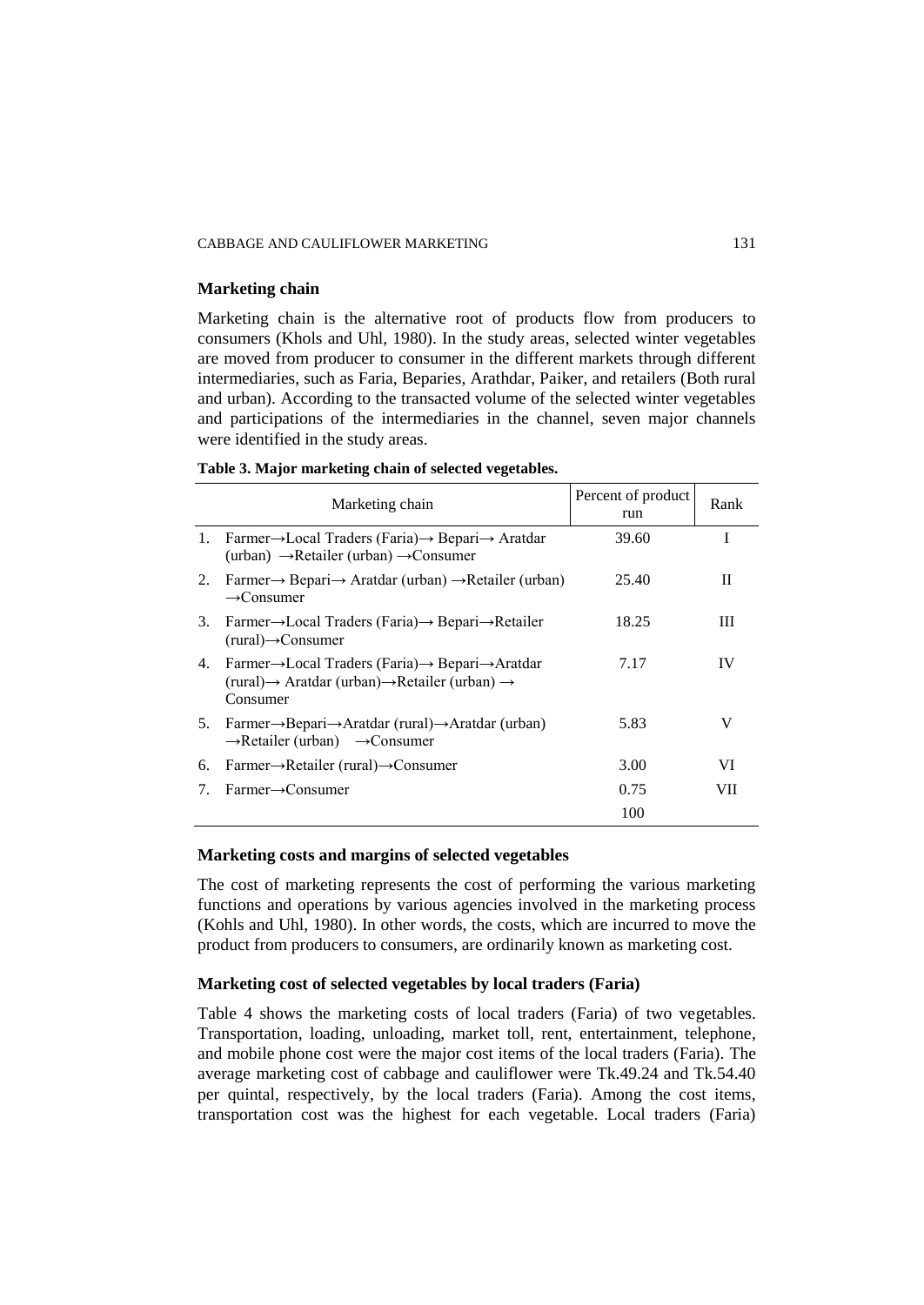## Marketing chain

Marketing chain is the alternative root of products flow from producers to consumers (Khols and Uhl, 1980). In the study areas, selected winter vegetables are moved from producer to consumer in the different markets through different intermediaries, such as Faria, Beparies, Arathdar, Paiker, and retailers (Both rural and urban). According to the transacted volume of the selected winter vegetables and participations of the intermediaries in the channel, seven major channels were identified in the study areas.

**Table 3. Major marketing chain of selected vegetables.**

| Marketing chain | Percent of product run | Rank |
|---|---|---|
| 1. Farmer→Local Traders (Faria)→ Bepari→ Aratdar (urban) →Retailer (urban) →Consumer | 39.60 | I |
| 2. Farmer→ Bepari→ Aratdar (urban) →Retailer (urban) →Consumer | 25.40 | II |
| 3. Farmer→Local Traders (Faria)→ Bepari→Retailer (rural)→Consumer | 18.25 | III |
| 4. Farmer→Local Traders (Faria)→ Bepari→Aratdar (rural)→ Aratdar (urban)→Retailer (urban) → Consumer | 7.17 | IV |
| 5. Farmer→Bepari→Aratdar (rural)→Aratdar (urban) →Retailer (urban) →Consumer | 5.83 | V |
| 6. Farmer→Retailer (rural)→Consumer | 3.00 | VI |
| 7. Farmer→Consumer | 0.75 | VII |
| | 100 | |

## Marketing costs and margins of selected vegetables

The cost of marketing represents the cost of performing the various marketing functions and operations by various agencies involved in the marketing process (Kohls and Uhl, 1980). In other words, the costs, which are incurred to move the product from producers to consumers, are ordinarily known as marketing cost.

## Marketing cost of selected vegetables by local traders (Faria)

Table 4 shows the marketing costs of local traders (Faria) of two vegetables. Transportation, loading, unloading, market toll, rent, entertainment, telephone, and mobile phone cost were the major cost items of the local traders (Faria). The average marketing cost of cabbage and cauliflower were Tk.49.24 and Tk.54.40 per quintal, respectively, by the local traders (Faria). Among the cost items, transportation cost was the highest for each vegetable. Local traders (Faria)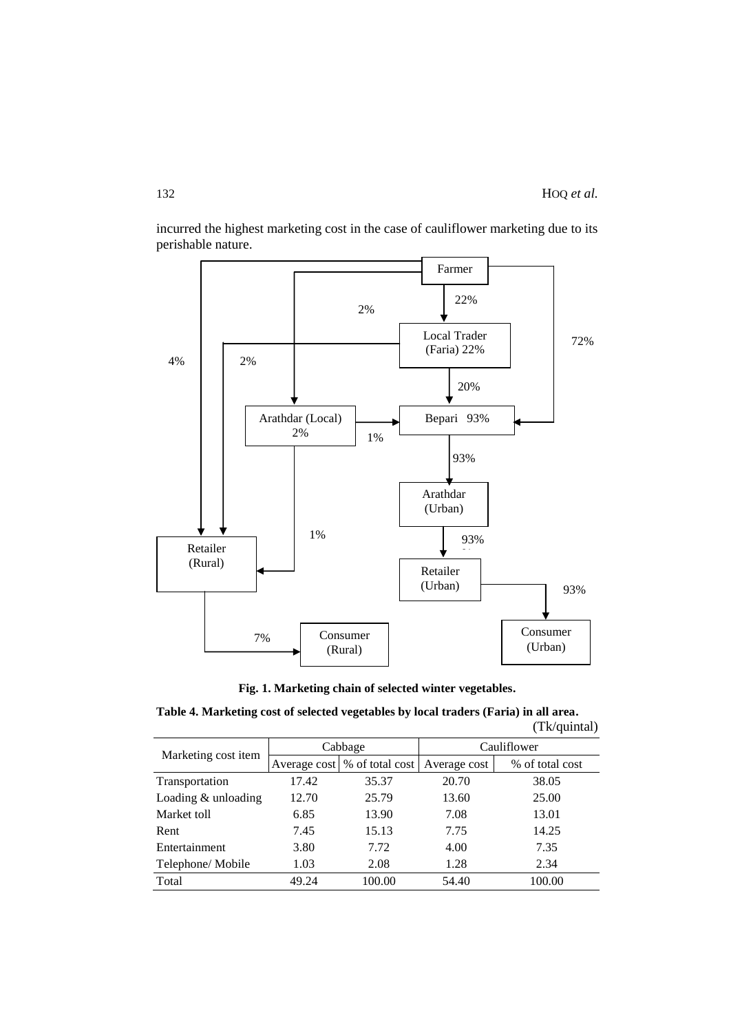incurred the highest marketing cost in the case of cauliflower marketing due to its perishable nature.

Fig. 1. Marketing chain of selected winter vegetables.

**Table 4. Marketing cost of selected vegetables by local traders (Faria) in all area.**

(Tk/quintal)

| Marketing cost item | Cabbage | | Cauliflower | |
|---|---|---|---|---|
| | Average cost | % of total cost | Average cost | % of total cost |
| Transportation | 17.42 | 35.37 | 20.70 | 38.05 |
| Loading & unloading | 12.70 | 25.79 | 13.60 | 25.00 |
| Market toll | 6.85 | 13.90 | 7.08 | 13.01 |
| Rent | 7.45 | 15.13 | 7.75 | 14.25 |
| Entertainment | 3.80 | 7.72 | 4.00 | 7.35 |
| Telephone/ Mobile | 1.03 | 2.08 | 1.28 | 2.34 |
| Total | 49.24 | 100.00 | 54.40 | 100.00 |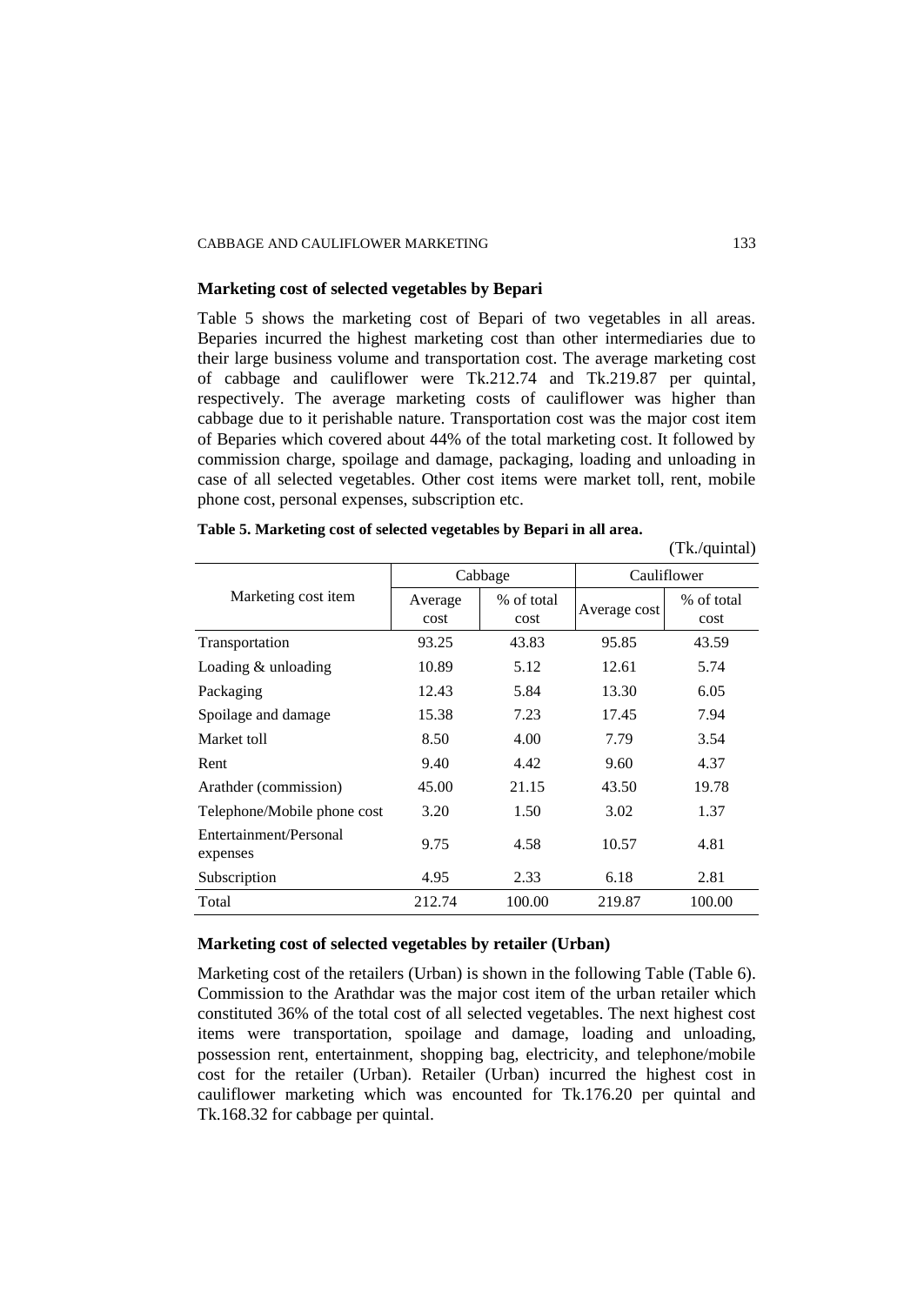### Marketing cost of selected vegetables by Bepari

Table 5 shows the marketing cost of Bepari of two vegetables in all areas. Beparies incurred the highest marketing cost than other intermediaries due to their large business volume and transportation cost. The average marketing cost of cabbage and cauliflower were Tk.212.74 and Tk.219.87 per quintal, respectively. The average marketing costs of cauliflower was higher than cabbage due to it perishable nature. Transportation cost was the major cost item of Beparies which covered about 44% of the total marketing cost. It followed by commission charge, spoilage and damage, packaging, loading and unloading in case of all selected vegetables. Other cost items were market toll, rent, mobile phone cost, personal expenses, subscription etc.

**Table 5. Marketing cost of selected vegetables by Bepari in all area.**

(Tk./quintal)

| Marketing cost item | Cabbage | | Cauliflower | |
|---|---|---|---|---|
| | Average cost | % of total cost | Average cost | % of total cost |
| Transportation | 93.25 | 43.83 | 95.85 | 43.59 |
| Loading & unloading | 10.89 | 5.12 | 12.61 | 5.74 |
| Packaging | 12.43 | 5.84 | 13.30 | 6.05 |
| Spoilage and damage | 15.38 | 7.23 | 17.45 | 7.94 |
| Market toll | 8.50 | 4.00 | 7.79 | 3.54 |
| Rent | 9.40 | 4.42 | 9.60 | 4.37 |
| Arathder (commission) | 45.00 | 21.15 | 43.50 | 19.78 |
| Telephone/Mobile phone cost | 3.20 | 1.50 | 3.02 | 1.37 |
| Entertainment/Personal expenses | 9.75 | 4.58 | 10.57 | 4.81 |
| Subscription | 4.95 | 2.33 | 6.18 | 2.81 |
| Total | 212.74 | 100.00 | 219.87 | 100.00 |

### Marketing cost of selected vegetables by retailer (Urban)

Marketing cost of the retailers (Urban) is shown in the following Table (Table 6). Commission to the Arathdar was the major cost item of the urban retailer which constituted 36% of the total cost of all selected vegetables. The next highest cost items were transportation, spoilage and damage, loading and unloading, possession rent, entertainment, shopping bag, electricity, and telephone/mobile cost for the retailer (Urban). Retailer (Urban) incurred the highest cost in cauliflower marketing which was encounted for Tk.176.20 per quintal and Tk.168.32 for cabbage per quintal.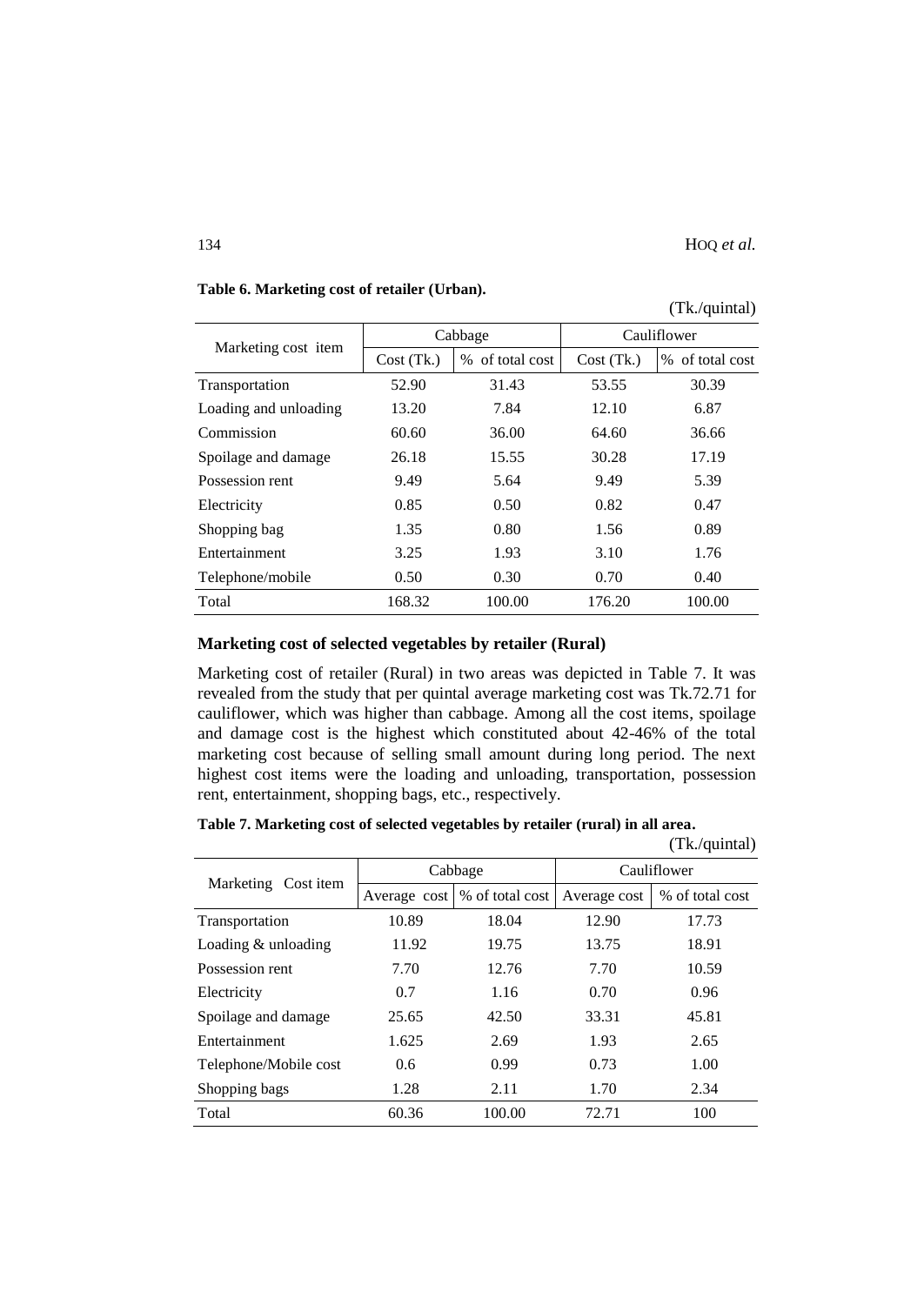**Table 6. Marketing cost of retailer (Urban).**

(Tk./quintal)

| Marketing cost item | Cabbage | | Cauliflower | |
|---|---|---|---|---|
| | Cost (Tk.) | % of total cost | Cost (Tk.) | % of total cost |
| Transportation | 52.90 | 31.43 | 53.55 | 30.39 |
| Loading and unloading | 13.20 | 7.84 | 12.10 | 6.87 |
| Commission | 60.60 | 36.00 | 64.60 | 36.66 |
| Spoilage and damage | 26.18 | 15.55 | 30.28 | 17.19 |
| Possession rent | 9.49 | 5.64 | 9.49 | 5.39 |
| Electricity | 0.85 | 0.50 | 0.82 | 0.47 |
| Shopping bag | 1.35 | 0.80 | 1.56 | 0.89 |
| Entertainment | 3.25 | 1.93 | 3.10 | 1.76 |
| Telephone/mobile | 0.50 | 0.30 | 0.70 | 0.40 |
| Total | 168.32 | 100.00 | 176.20 | 100.00 |

**Marketing cost of selected vegetables by retailer (Rural)**

Marketing cost of retailer (Rural) in two areas was depicted in Table 7. It was revealed from the study that per quintal average marketing cost was Tk.72.71 for cauliflower, which was higher than cabbage. Among all the cost items, spoilage and damage cost is the highest which constituted about 42-46% of the total marketing cost because of selling small amount during long period. The next highest cost items were the loading and unloading, transportation, possession rent, entertainment, shopping bags, etc., respectively.

**Table 7. Marketing cost of selected vegetables by retailer (rural) in all area.**

(Tk./quintal)

| Marketing Cost item | Cabbage | | Cauliflower | |
|---|---|---|---|---|
| | Average cost | % of total cost | Average cost | % of total cost |
| Transportation | 10.89 | 18.04 | 12.90 | 17.73 |
| Loading & unloading | 11.92 | 19.75 | 13.75 | 18.91 |
| Possession rent | 7.70 | 12.76 | 7.70 | 10.59 |
| Electricity | 0.7 | 1.16 | 0.70 | 0.96 |
| Spoilage and damage | 25.65 | 42.50 | 33.31 | 45.81 |
| Entertainment | 1.625 | 2.69 | 1.93 | 2.65 |
| Telephone/Mobile cost | 0.6 | 0.99 | 0.73 | 1.00 |
| Shopping bags | 1.28 | 2.11 | 1.70 | 2.34 |
| Total | 60.36 | 100.00 | 72.71 | 100 |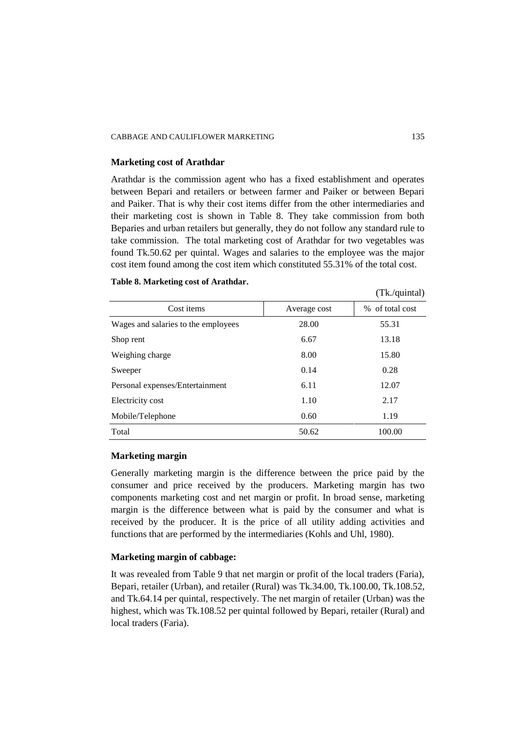### Marketing cost of Arathdar

Arathdar is the commission agent who has a fixed establishment and operates between Bepari and retailers or between farmer and Paiker or between Bepari and Paiker. That is why their cost items differ from the other intermediaries and their marketing cost is shown in Table 8. They take commission from both Beparies and urban retailers but generally, they do not follow any standard rule to take commission. The total marketing cost of Arathdar for two vegetables was found Tk.50.62 per quintal. Wages and salaries to the employee was the major cost item found among the cost item which constituted 55.31% of the total cost.

**Table 8. Marketing cost of Arathdar.**

(Tk./quintal)

| Cost items | Average cost | % of total cost |
|---|---|---|
| Wages and salaries to the employees | 28.00 | 55.31 |
| Shop rent | 6.67 | 13.18 |
| Weighing charge | 8.00 | 15.80 |
| Sweeper | 0.14 | 0.28 |
| Personal expenses/Entertainment | 6.11 | 12.07 |
| Electricity cost | 1.10 | 2.17 |
| Mobile/Telephone | 0.60 | 1.19 |
| Total | 50.62 | 100.00 |

### Marketing margin

Generally marketing margin is the difference between the price paid by the consumer and price received by the producers. Marketing margin has two components marketing cost and net margin or profit. In broad sense, marketing margin is the difference between what is paid by the consumer and what is received by the producer. It is the price of all utility adding activities and functions that are performed by the intermediaries (Kohls and Uhl, 1980).

### Marketing margin of cabbage:

It was revealed from Table 9 that net margin or profit of the local traders (Faria), Bepari, retailer (Urban), and retailer (Rural) was Tk.34.00, Tk.100.00, Tk.108.52, and Tk.64.14 per quintal, respectively. The net margin of retailer (Urban) was the highest, which was Tk.108.52 per quintal followed by Bepari, retailer (Rural) and local traders (Faria).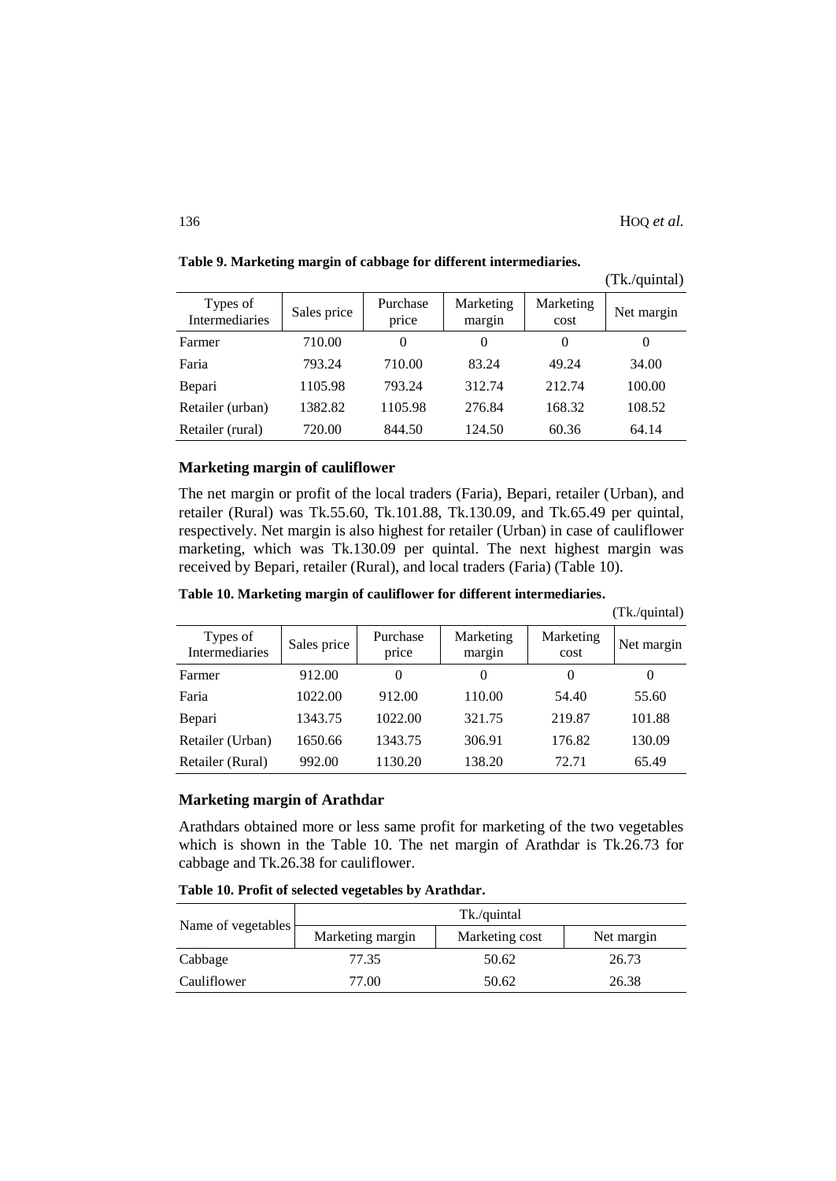**Table 9. Marketing margin of cabbage for different intermediaries.**

(Tk./quintal)

| Types of Intermediaries | Sales price | Purchase price | Marketing margin | Marketing cost | Net margin |
|---|---|---|---|---|---|
| Farmer | 710.00 | 0 | 0 | 0 | 0 |
| Faria | 793.24 | 710.00 | 83.24 | 49.24 | 34.00 |
| Bepari | 1105.98 | 793.24 | 312.74 | 212.74 | 100.00 |
| Retailer (urban) | 1382.82 | 1105.98 | 276.84 | 168.32 | 108.52 |
| Retailer (rural) | 720.00 | 844.50 | 124.50 | 60.36 | 64.14 |

### Marketing margin of cauliflower

The net margin or profit of the local traders (Faria), Bepari, retailer (Urban), and retailer (Rural) was Tk.55.60, Tk.101.88, Tk.130.09, and Tk.65.49 per quintal, respectively. Net margin is also highest for retailer (Urban) in case of cauliflower marketing, which was Tk.130.09 per quintal. The next highest margin was received by Bepari, retailer (Rural), and local traders (Faria) (Table 10).

**Table 10. Marketing margin of cauliflower for different intermediaries.**

(Tk./quintal)

| Types of Intermediaries | Sales price | Purchase price | Marketing margin | Marketing cost | Net margin |
|---|---|---|---|---|---|
| Farmer | 912.00 | 0 | 0 | 0 | 0 |
| Faria | 1022.00 | 912.00 | 110.00 | 54.40 | 55.60 |
| Bepari | 1343.75 | 1022.00 | 321.75 | 219.87 | 101.88 |
| Retailer (Urban) | 1650.66 | 1343.75 | 306.91 | 176.82 | 130.09 |
| Retailer (Rural) | 992.00 | 1130.20 | 138.20 | 72.71 | 65.49 |

### Marketing margin of Arathdar

Arathdars obtained more or less same profit for marketing of the two vegetables which is shown in the Table 10. The net margin of Arathdar is Tk.26.73 for cabbage and Tk.26.38 for cauliflower.

**Table 10. Profit of selected vegetables by Arathdar.**

| Name of vegetables | Tk./quintal | | |
|---|---|---|---|
| | Marketing margin | Marketing cost | Net margin |
| Cabbage | 77.35 | 50.62 | 26.73 |
| Cauliflower | 77.00 | 50.62 | 26.38 |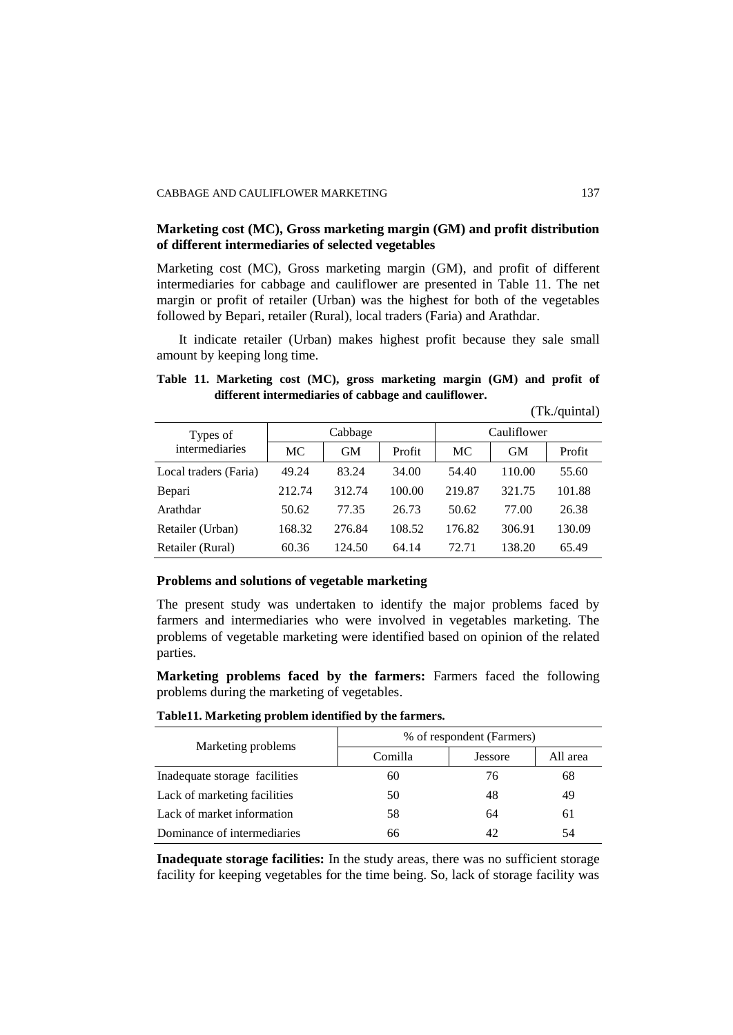### Marketing cost (MC), Gross marketing margin (GM) and profit distribution of different intermediaries of selected vegetables

Marketing cost (MC), Gross marketing margin (GM), and profit of different intermediaries for cabbage and cauliflower are presented in Table 11. The net margin or profit of retailer (Urban) was the highest for both of the vegetables followed by Bepari, retailer (Rural), local traders (Faria) and Arathdar.

It indicate retailer (Urban) makes highest profit because they sale small amount by keeping long time.

**Table 11. Marketing cost (MC), gross marketing margin (GM) and profit of different intermediaries of cabbage and cauliflower.**

(Tk./quintal)

| Types of intermediaries | Cabbage | | | Cauliflower | | |
|---|---|---|---|---|---|---|
| | MC | GM | Profit | MC | GM | Profit |
| Local traders (Faria) | 49.24 | 83.24 | 34.00 | 54.40 | 110.00 | 55.60 |
| Bepari | 212.74 | 312.74 | 100.00 | 219.87 | 321.75 | 101.88 |
| Arathdar | 50.62 | 77.35 | 26.73 | 50.62 | 77.00 | 26.38 |
| Retailer (Urban) | 168.32 | 276.84 | 108.52 | 176.82 | 306.91 | 130.09 |
| Retailer (Rural) | 60.36 | 124.50 | 64.14 | 72.71 | 138.20 | 65.49 |

### Problems and solutions of vegetable marketing

The present study was undertaken to identify the major problems faced by farmers and intermediaries who were involved in vegetables marketing. The problems of vegetable marketing were identified based on opinion of the related parties.

**Marketing problems faced by the farmers:** Farmers faced the following problems during the marketing of vegetables.

**Table11. Marketing problem identified by the farmers.**

| Marketing problems | % of respondent (Farmers) | | |
|---|---|---|---|
| | Comilla | Jessore | All area |
| Inadequate storage facilities | 60 | 76 | 68 |
| Lack of marketing facilities | 50 | 48 | 49 |
| Lack of market information | 58 | 64 | 61 |
| Dominance of intermediaries | 66 | 42 | 54 |

**Inadequate storage facilities:** In the study areas, there was no sufficient storage facility for keeping vegetables for the time being. So, lack of storage facility was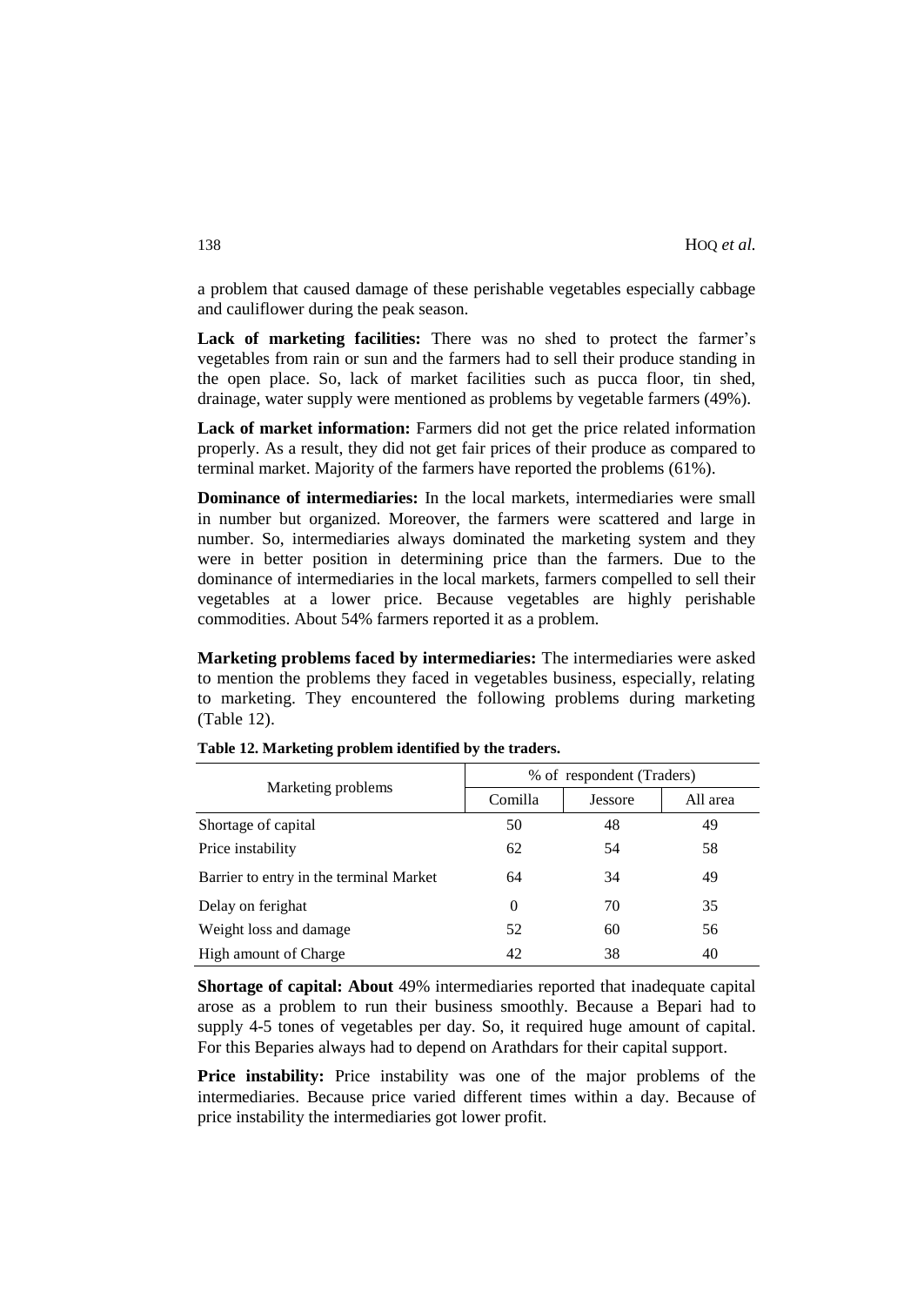a problem that caused damage of these perishable vegetables especially cabbage and cauliflower during the peak season.

**Lack of marketing facilities:** There was no shed to protect the farmer's vegetables from rain or sun and the farmers had to sell their produce standing in the open place. So, lack of market facilities such as pucca floor, tin shed, drainage, water supply were mentioned as problems by vegetable farmers (49%).

**Lack of market information:** Farmers did not get the price related information properly. As a result, they did not get fair prices of their produce as compared to terminal market. Majority of the farmers have reported the problems (61%).

**Dominance of intermediaries:** In the local markets, intermediaries were small in number but organized. Moreover, the farmers were scattered and large in number. So, intermediaries always dominated the marketing system and they were in better position in determining price than the farmers. Due to the dominance of intermediaries in the local markets, farmers compelled to sell their vegetables at a lower price. Because vegetables are highly perishable commodities. About 54% farmers reported it as a problem.

**Marketing problems faced by intermediaries:** The intermediaries were asked to mention the problems they faced in vegetables business, especially, relating to marketing. They encountered the following problems during marketing (Table 12).

**Table 12. Marketing problem identified by the traders.**

| Marketing problems | % of respondent (Traders) | | |
|---|---|---|---|
| | Comilla | Jessore | All area |
| Shortage of capital | 50 | 48 | 49 |
| Price instability | 62 | 54 | 58 |
| Barrier to entry in the terminal Market | 64 | 34 | 49 |
| Delay on ferighat | 0 | 70 | 35 |
| Weight loss and damage | 52 | 60 | 56 |
| High amount of Charge | 42 | 38 | 40 |

**Shortage of capital: About** 49% intermediaries reported that inadequate capital arose as a problem to run their business smoothly. Because a Bepari had to supply 4-5 tones of vegetables per day. So, it required huge amount of capital. For this Beparies always had to depend on Arathdars for their capital support.

**Price instability:** Price instability was one of the major problems of the intermediaries. Because price varied different times within a day. Because of price instability the intermediaries got lower profit.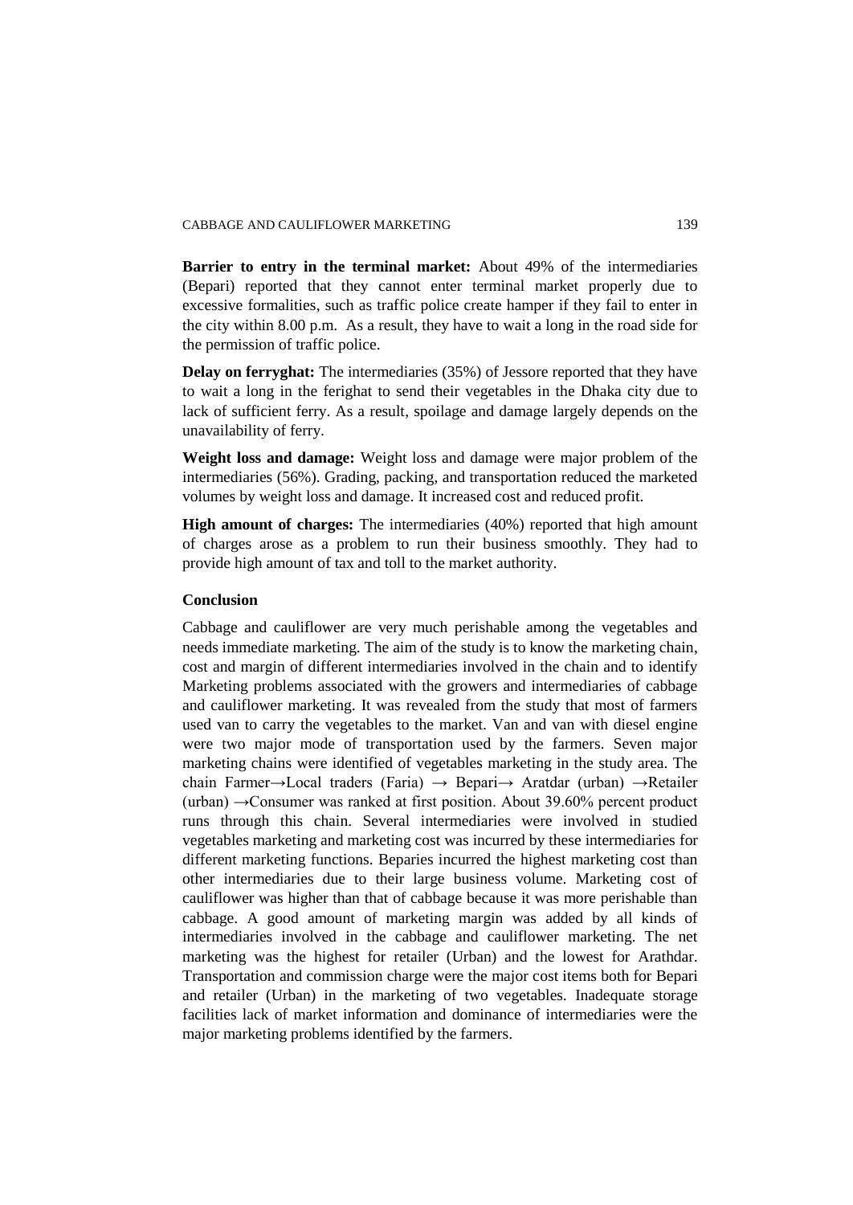**Barrier to entry in the terminal market:** About 49% of the intermediaries (Bepari) reported that they cannot enter terminal market properly due to excessive formalities, such as traffic police create hamper if they fail to enter in the city within 8.00 p.m. As a result, they have to wait a long in the road side for the permission of traffic police.

**Delay on ferryghat:** The intermediaries (35%) of Jessore reported that they have to wait a long in the ferighat to send their vegetables in the Dhaka city due to lack of sufficient ferry. As a result, spoilage and damage largely depends on the unavailability of ferry.

**Weight loss and damage:** Weight loss and damage were major problem of the intermediaries (56%). Grading, packing, and transportation reduced the marketed volumes by weight loss and damage. It increased cost and reduced profit.

**High amount of charges:** The intermediaries (40%) reported that high amount of charges arose as a problem to run their business smoothly. They had to provide high amount of tax and toll to the market authority.

## Conclusion

Cabbage and cauliflower are very much perishable among the vegetables and needs immediate marketing. The aim of the study is to know the marketing chain, cost and margin of different intermediaries involved in the chain and to identify Marketing problems associated with the growers and intermediaries of cabbage and cauliflower marketing. It was revealed from the study that most of farmers used van to carry the vegetables to the market. Van and van with diesel engine were two major mode of transportation used by the farmers. Seven major marketing chains were identified of vegetables marketing in the study area. The chain Farmer→Local traders (Faria) → Bepari→ Aratdar (urban) →Retailer (urban) →Consumer was ranked at first position. About 39.60% percent product runs through this chain. Several intermediaries were involved in studied vegetables marketing and marketing cost was incurred by these intermediaries for different marketing functions. Beparies incurred the highest marketing cost than other intermediaries due to their large business volume. Marketing cost of cauliflower was higher than that of cabbage because it was more perishable than cabbage. A good amount of marketing margin was added by all kinds of intermediaries involved in the cabbage and cauliflower marketing. The net marketing was the highest for retailer (Urban) and the lowest for Arathdar. Transportation and commission charge were the major cost items both for Bepari and retailer (Urban) in the marketing of two vegetables. Inadequate storage facilities lack of market information and dominance of intermediaries were the major marketing problems identified by the farmers.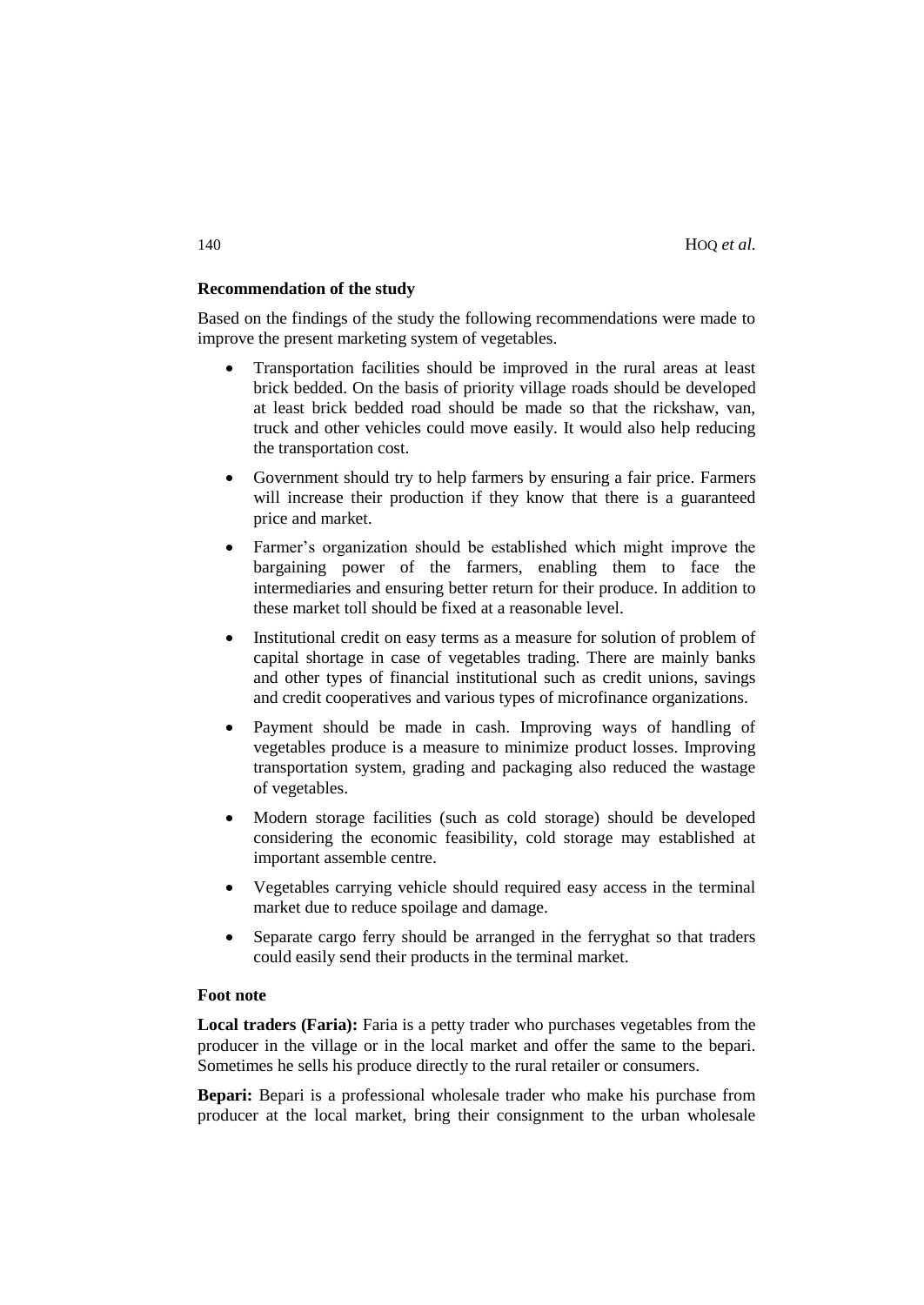## Recommendation of the study

Based on the findings of the study the following recommendations were made to improve the present marketing system of vegetables.

- Transportation facilities should be improved in the rural areas at least brick bedded. On the basis of priority village roads should be developed at least brick bedded road should be made so that the rickshaw, van, truck and other vehicles could move easily. It would also help reducing the transportation cost.
- Government should try to help farmers by ensuring a fair price. Farmers will increase their production if they know that there is a guaranteed price and market.
- Farmer's organization should be established which might improve the bargaining power of the farmers, enabling them to face the intermediaries and ensuring better return for their produce. In addition to these market toll should be fixed at a reasonable level.
- Institutional credit on easy terms as a measure for solution of problem of capital shortage in case of vegetables trading. There are mainly banks and other types of financial institutional such as credit unions, savings and credit cooperatives and various types of microfinance organizations.
- Payment should be made in cash. Improving ways of handling of vegetables produce is a measure to minimize product losses. Improving transportation system, grading and packaging also reduced the wastage of vegetables.
- Modern storage facilities (such as cold storage) should be developed considering the economic feasibility, cold storage may established at important assemble centre.
- Vegetables carrying vehicle should required easy access in the terminal market due to reduce spoilage and damage.
- Separate cargo ferry should be arranged in the ferryghat so that traders could easily send their products in the terminal market.

## Foot note

**Local traders (Faria):** Faria is a petty trader who purchases vegetables from the producer in the village or in the local market and offer the same to the bepari. Sometimes he sells his produce directly to the rural retailer or consumers.

**Bepari:** Bepari is a professional wholesale trader who make his purchase from producer at the local market, bring their consignment to the urban wholesale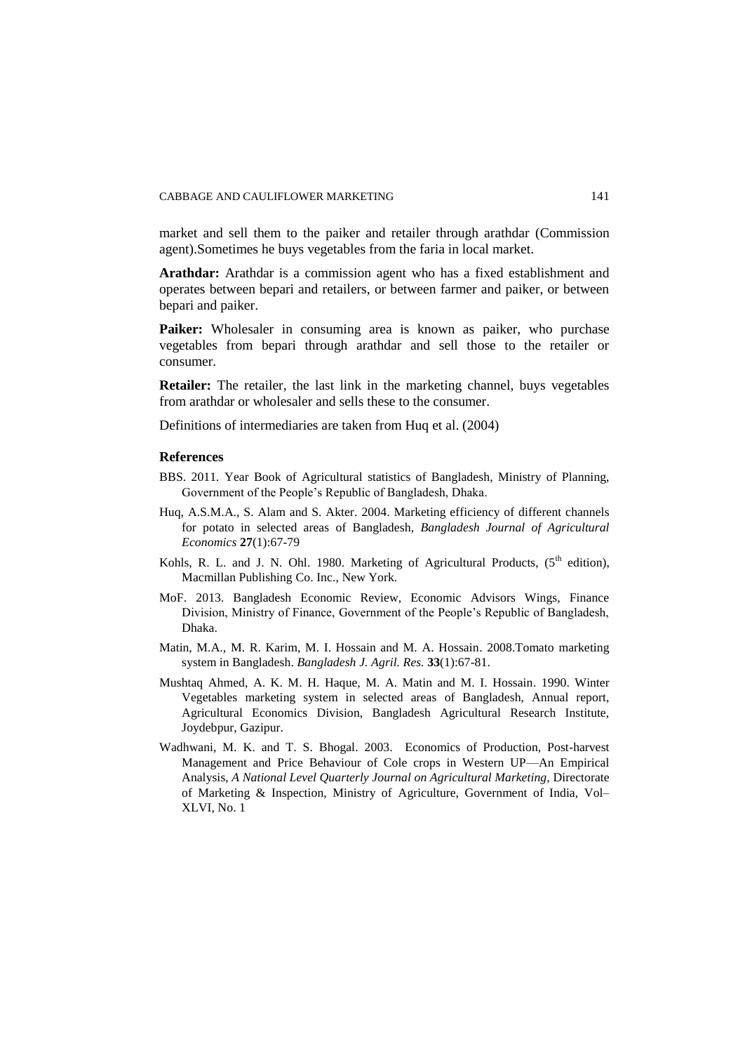market and sell them to the paiker and retailer through arathdar (Commission agent).Sometimes he buys vegetables from the faria in local market.

**Arathdar:** Arathdar is a commission agent who has a fixed establishment and operates between bepari and retailers, or between farmer and paiker, or between bepari and paiker.

**Paiker:** Wholesaler in consuming area is known as paiker, who purchase vegetables from bepari through arathdar and sell those to the retailer or consumer.

**Retailer:** The retailer, the last link in the marketing channel, buys vegetables from arathdar or wholesaler and sells these to the consumer.

Definitions of intermediaries are taken from Huq et al. (2004)

### References

BBS. 2011. Year Book of Agricultural statistics of Bangladesh, Ministry of Planning, Government of the People's Republic of Bangladesh, Dhaka.

Huq, A.S.M.A., S. Alam and S. Akter. 2004. Marketing efficiency of different channels for potato in selected areas of Bangladesh, *Bangladesh Journal of Agricultural Economics* **27**(1):67-79

Kohls, R. L. and J. N. Ohl. 1980. Marketing of Agricultural Products, (5th edition), Macmillan Publishing Co. Inc., New York.

MoF. 2013. Bangladesh Economic Review, Economic Advisors Wings, Finance Division, Ministry of Finance, Government of the People's Republic of Bangladesh, Dhaka.

Matin, M.A., M. R. Karim, M. I. Hossain and M. A. Hossain. 2008.Tomato marketing system in Bangladesh. *Bangladesh J. Agril. Res.* **33**(1):67-81.

Mushtaq Ahmed, A. K. M. H. Haque, M. A. Matin and M. I. Hossain. 1990. Winter Vegetables marketing system in selected areas of Bangladesh, Annual report, Agricultural Economics Division, Bangladesh Agricultural Research Institute, Joydebpur, Gazipur.

Wadhwani, M. K. and T. S. Bhogal. 2003. Economics of Production, Post-harvest Management and Price Behaviour of Cole crops in Western UP—An Empirical Analysis, *A National Level Quarterly Journal on Agricultural Marketing*, Directorate of Marketing & Inspection, Ministry of Agriculture, Government of India, Vol–XLVI, No. 1